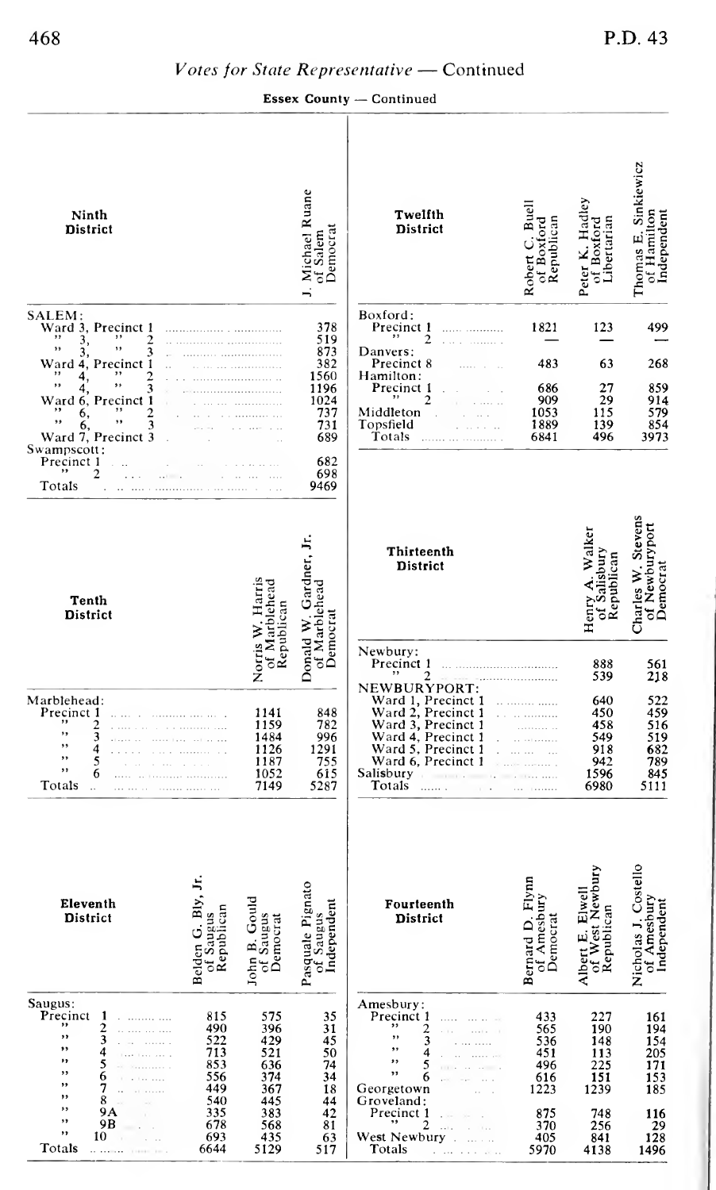## Votes for State Representative — Continued

**Essex County — Continued**

| Ninth District | J. Michael Ruane of Salem Democrat |
|---|---|
| SALEM: | |
| Ward 3, Precinct 1 | 378 |
| " 3, " 2 | 519 |
| " 3, " 3 | 873 |
| Ward 4, Precinct 1 | 382 |
| " 4, " 2 | 1560 |
| " 4, " 3 | 1196 |
| Ward 6, Precinct 1 | 1024 |
| " 6, " 2 | 737 |
| " 6, " 3 | 731 |
| Ward 7, Precinct 3 | 689 |
| Swampscott: | |
| Precinct 1 | 682 |
| " 2 | 698 |
| Totals | 9469 |

| Tenth District | Norris W. Harris of Marblehead Republican | Donald W. Gardner, Jr. of Marblehead Democrat |
|---|---|---|
| Marblehead: | | |
| Precinct 1 | 1141 | 848 |
| " 2 | 1159 | 782 |
| " 3 | 1484 | 996 |
| " 4 | 1126 | 1291 |
| " 5 | 1187 | 755 |
| " 6 | 1052 | 615 |
| Totals | 7149 | 5287 |

| Eleventh District | Belden G. Bly, Jr. of Saugus Republican | John B. Gould of Saugus Democrat | Pasquale Pignato of Saugus Independent |
|---|---|---|---|
| Saugus: | | | |
| Precinct 1 | 815 | 575 | 35 |
| " 2 | 490 | 396 | 31 |
| " 3 | 522 | 429 | 45 |
| " 4 | 713 | 521 | 50 |
| " 5 | 853 | 636 | 74 |
| " 6 | 556 | 374 | 34 |
| " 7 | 449 | 367 | 18 |
| " 8 | 540 | 445 | 44 |
| " 9A | 335 | 383 | 42 |
| " 9B | 678 | 568 | 81 |
| " 10 | 693 | 435 | 63 |
| Totals | 6644 | 5129 | 517 |

| Twelfth District | Robert C. Buell of Boxford Republican | Peter K. Hadley of Boxford Libertarian | Thomas E. Sinkiewicz of Hamilton Independent |
|---|---|---|---|
| Boxford: | | | |
| Precinct 1 | 1821 | 123 | 499 |
| " 2 | — | — | — |
| Danvers: | | | |
| Precinct 8 | 483 | 63 | 268 |
| Hamilton: | | | |
| Precinct 1 | 686 | 27 | 859 |
| " 2 | 909 | 29 | 914 |
| Middleton | 1053 | 115 | 579 |
| Topsfield | 1889 | 139 | 854 |
| Totals | 6841 | 496 | 3973 |

| Thirteenth District | Henry A. Walker of Salisbury Republican | Charles W. Stevens of Newburyport Democrat |
|---|---|---|
| Newbury: | | |
| Precinct 1 | 888 | 561 |
| " 2 | 539 | 218 |
| NEWBURYPORT: | | |
| Ward 1, Precinct 1 | 640 | 522 |
| Ward 2, Precinct 1 | 450 | 459 |
| Ward 3, Precinct 1 | 458 | 516 |
| Ward 4, Precinct 1 | 549 | 519 |
| Ward 5, Precinct 1 | 918 | 682 |
| Ward 6, Precinct 1 | 942 | 789 |
| Salisbury | 1596 | 845 |
| Totals | 6980 | 5111 |

| Fourteenth District | Bernard D. Flynn of Amesbury Democrat | Albert E. Elwell of West Newbury Republican | Nicholas J. Costello of Amesbury Independent |
|---|---|---|---|
| Amesbury: | | | |
| Precinct 1 | 433 | 227 | 161 |
| " 2 | 565 | 190 | 194 |
| " 3 | 536 | 148 | 154 |
| " 4 | 451 | 113 | 205 |
| " 5 | 496 | 225 | 171 |
| " 6 | 616 | 151 | 153 |
| Georgetown | 1223 | 1239 | 185 |
| Groveland: | | | |
| Precinct 1 | 875 | 748 | 116 |
| " 2 | 370 | 256 | 29 |
| West Newbury | 405 | 841 | 128 |
| Totals | 5970 | 4138 | 1496 |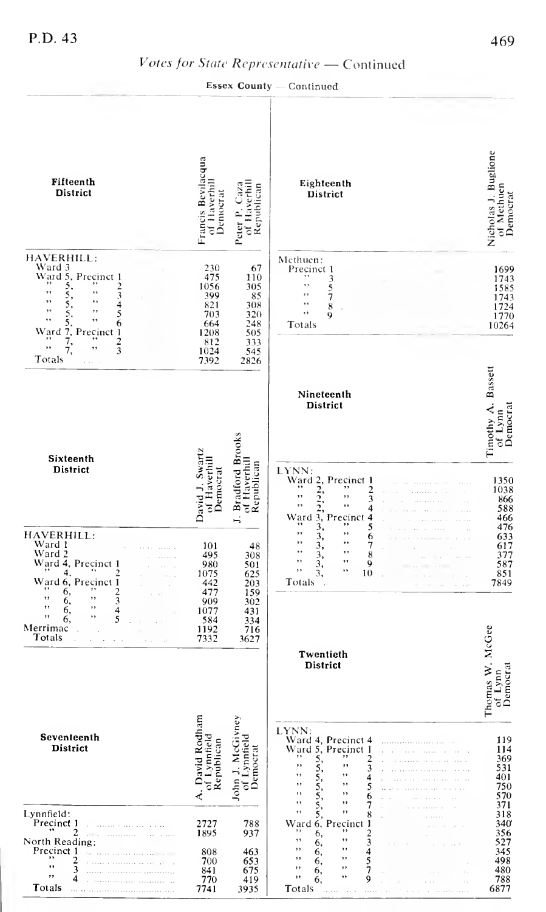## Votes for State Representative — Continued

**Essex County — Continued**

### Fifteenth District

| Fifteenth District | Francis Bevilacqua of Haverhill Democrat | Peter P. Caza of Haverhill Republican |
|---|---|---|
| HAVERHILL: | | |
| Ward 3 | 230 | 67 |
| Ward 5, Precinct 1 | 475 | 110 |
| " 5, " 2 | 1056 | 305 |
| " 5, " 3 | 399 | 85 |
| " 5, " 4 | 821 | 308 |
| " 5, " 5 | 703 | 320 |
| " 5, " 6 | 664 | 248 |
| Ward 7, Precinct 1 | 1208 | 505 |
| " 7, " 2 | 812 | 333 |
| " 7, " 3 | 1024 | 545 |
| Totals | 7392 | 2826 |

### Sixteenth District

| Sixteenth District | David J. Swartz of Haverhill Democrat | J. Bradford Brooks of Haverhill Republican |
|---|---|---|
| HAVERHILL: | | |
| Ward 1 | 101 | 48 |
| Ward 2 | 495 | 308 |
| Ward 4, Precinct 1 | 980 | 501 |
| " 4, " 2 | 1075 | 625 |
| Ward 6, Precinct 1 | 442 | 203 |
| " 6, " 2 | 477 | 159 |
| " 6, " 3 | 909 | 302 |
| " 6, " 4 | 1077 | 431 |
| " 6, " 5 | 584 | 334 |
| Merrimac | 1192 | 716 |
| Totals | 7332 | 3627 |

### Seventeenth District

| Seventeenth District | A. David Rodham of Lynnfield Republican | John J. McGivney of Lynnfield Democrat |
|---|---|---|
| Lynnfield: | | |
| Precinct 1 | 2727 | 788 |
| " 2 | 1895 | 937 |
| North Reading: | | |
| Precinct 1 | 808 | 463 |
| " 2 | 700 | 653 |
| " 3 | 841 | 675 |
| " 4 | 770 | 419 |
| Totals | 7741 | 3935 |

### Eighteenth District

| Eighteenth District | Nicholas J. Buglione of Methuen Democrat |
|---|---|
| Methuen: | |
| Precinct 1 | 1699 |
| " 3 | 1743 |
| " 5 | 1585 |
| " 7 | 1743 |
| " 8 | 1724 |
| " 9 | 1770 |
| Totals | 10264 |

### Nineteenth District

| Nineteenth District | Timothy A. Bassett of Lynn Democrat |
|---|---|
| LYNN: | |
| Ward 2, Precinct 1 | 1350 |
| " 2, " 2 | 1038 |
| " 2, " 3 | 866 |
| " 2, " 4 | 588 |
| Ward 3, Precinct 4 | 466 |
| " 3, " 5 | 476 |
| " 3, " 6 | 633 |
| " 3, " 7 | 617 |
| " 3, " 8 | 377 |
| " 3, " 9 | 587 |
| " 3, " 10 | 851 |
| Totals | 7849 |

### Twentieth District

| Twentieth District | Thomas W. McGee of Lynn Democrat |
|---|---|
| LYNN: | |
| Ward 4, Precinct 4 | 119 |
| Ward 5, Precinct 1 | 114 |
| " 5, " 2 | 369 |
| " 5, " 3 | 531 |
| " 5, " 4 | 401 |
| " 5, " 5 | 750 |
| " 5, " 6 | 570 |
| " 5, " 7 | 371 |
| " 5, " 8 | 318 |
| Ward 6, Precinct 1 | 340 |
| " 6, " 2 | 356 |
| " 6, " 3 | 527 |
| " 6, " 4 | 345 |
| " 6, " 5 | 498 |
| " 6, " 7 | 480 |
| " 6, " 9 | 788 |
| Totals | 6877 |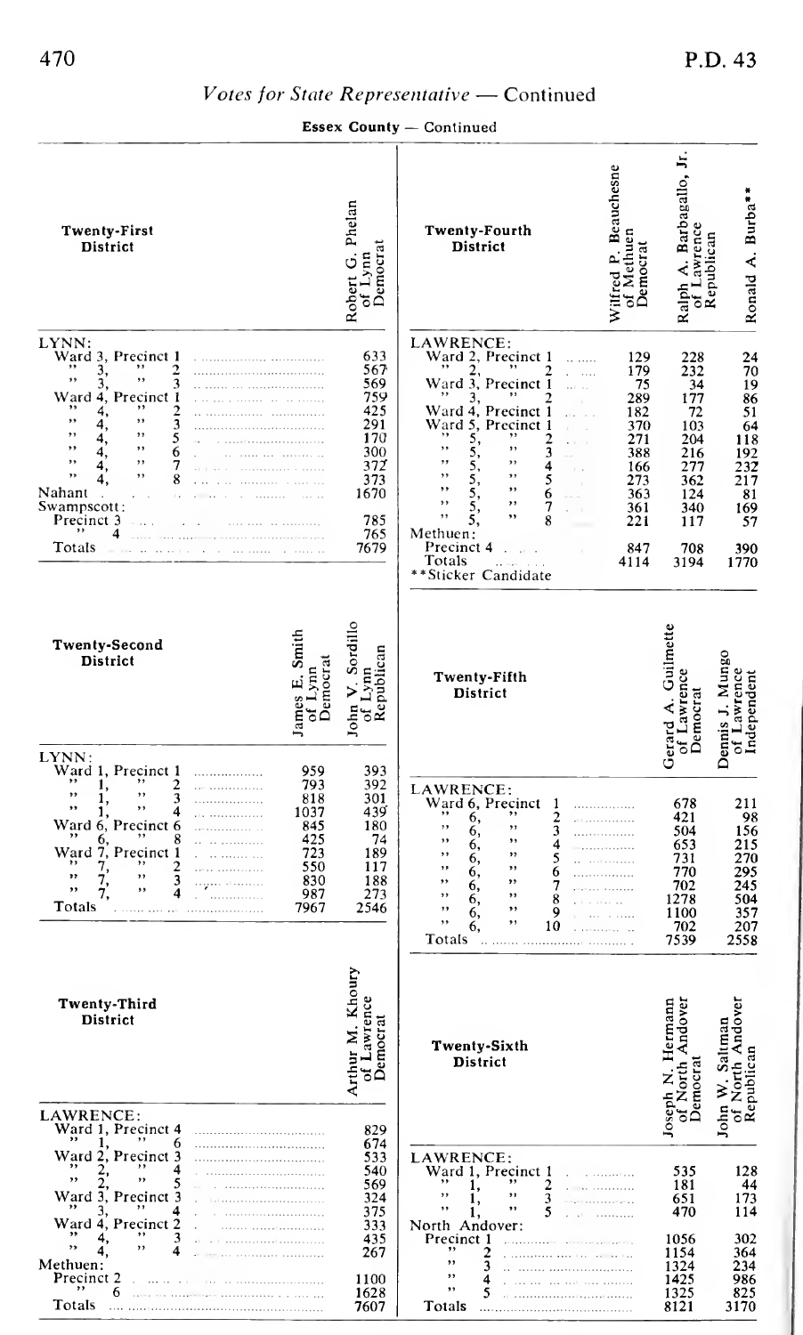## Votes for State Representative — Continued

**Essex County** — Continued

| Twenty-First District | Robert G. Phelan of Lynn Democrat |
|---|---|
| LYNN: | |
| Ward 3, Precinct 1 | 633 |
| " 3, " 2 | 567 |
| " 3, " 3 | 569 |
| Ward 4, Precinct 1 | 759 |
| " 4, " 2 | 425 |
| " 4, " 3 | 291 |
| " 4, " 5 | 170 |
| " 4, " 6 | 300 |
| " 4, " 7 | 372 |
| " 4, " 8 | 373 |
| Nahant | 1670 |
| Swampscott: | |
| Precinct 3 | 785 |
| " 4 | 765 |
| Totals | 7679 |

| Twenty-Second District | James E. Smith of Lynn Democrat | John V. Sordillo of Lynn Republican |
|---|---|---|
| LYNN: | | |
| Ward 1, Precinct 1 | 959 | 393 |
| " 1, " 2 | 793 | 392 |
| " 1, " 3 | 818 | 301 |
| " 1, " 4 | 1037 | 439 |
| Ward 6, Precinct 6 | 845 | 180 |
| " 6, " 8 | 425 | 74 |
| Ward 7, Precinct 1 | 723 | 189 |
| " 7, " 2 | 550 | 117 |
| " 7, " 3 | 830 | 188 |
| " 7, " 4 | 987 | 273 |
| Totals | 7967 | 2546 |

| Twenty-Third District | Arthur M. Khoury of Lawrence Democrat |
|---|---|
| LAWRENCE: | |
| Ward 1, Precinct 4 | 829 |
| " 1, " 6 | 674 |
| Ward 2, Precinct 3 | 533 |
| " 2, " 4 | 540 |
| " 2, " 5 | 569 |
| Ward 3, Precinct 3 | 324 |
| " 3, " 4 | 375 |
| Ward 4, Precinct 2 | 333 |
| " 4, " 3 | 435 |
| " 4, " 4 | 267 |
| Methuen: | |
| Precinct 2 | 1100 |
| " 6 | 1628 |
| Totals | 7607 |

| Twenty-Fourth District | Wilfred P. Beauchesne of Methuen Democrat | Ralph A. Barbagallo, Jr. of Lawrence Republican | Ronald A. Burba** |
|---|---|---|---|
| LAWRENCE: | | | |
| Ward 2, Precinct 1 | 129 | 228 | 24 |
| " 2, " 2 | 179 | 232 | 70 |
| Ward 3, Precinct 1 | 75 | 34 | 19 |
| " 3, " 2 | 289 | 177 | 86 |
| Ward 4, Precinct 1 | 182 | 72 | 51 |
| Ward 5, Precinct 1 | 370 | 103 | 64 |
| " 5, " 2 | 271 | 204 | 118 |
| " 5, " 3 | 388 | 216 | 192 |
| " 5, " 4 | 166 | 277 | 232 |
| " 5, " 5 | 273 | 362 | 217 |
| " 5, " 6 | 363 | 124 | 81 |
| " 5, " 7 | 361 | 340 | 169 |
| " 5, " 8 | 221 | 117 | 57 |
| Methuen: | | | |
| Precinct 4 | 847 | 708 | 390 |
| Totals | 4114 | 3194 | 1770 |

**Sticker Candidate

| Twenty-Fifth District | Gerard A. Guilmette of Lawrence Democrat | Dennis J. Mungo of Lawrence Independent |
|---|---|---|
| LAWRENCE: | | |
| Ward 6, Precinct 1 | 678 | 211 |
| " 6, " 2 | 421 | 98 |
| " 6, " 3 | 504 | 156 |
| " 6, " 4 | 653 | 215 |
| " 6, " 5 | 731 | 270 |
| " 6, " 6 | 770 | 295 |
| " 6, " 7 | 702 | 245 |
| " 6, " 8 | 1278 | 504 |
| " 6, " 9 | 1100 | 357 |
| " 6, " 10 | 702 | 207 |
| Totals | 7539 | 2558 |

| Twenty-Sixth District | Joseph N. Hermann of North Andover Democrat | John W. Saltman of North Andover Republican |
|---|---|---|
| LAWRENCE: | | |
| Ward 1, Precinct 1 | 535 | 128 |
| " 1, " 2 | 181 | 44 |
| " 1, " 3 | 651 | 173 |
| " 1, " 5 | 470 | 114 |
| North Andover: | | |
| Precinct 1 | 1056 | 302 |
| " 2 | 1154 | 364 |
| " 3 | 1324 | 234 |
| " 4 | 1425 | 986 |
| " 5 | 1325 | 825 |
| Totals | 8121 | 3170 |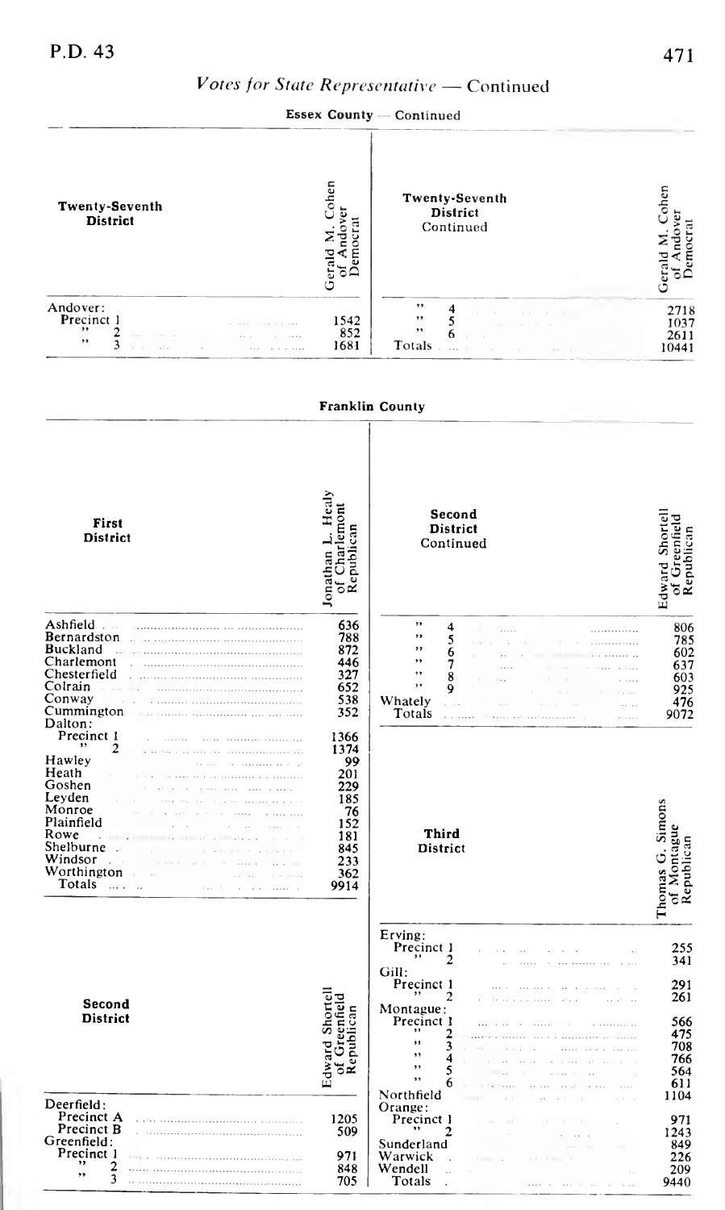## Votes for State Representative — Continued

### Essex County — Continued

| Twenty-Seventh District | Gerald M. Cohen of Andover Democrat |
|---|---|
| Andover: | |
| Precinct 1 | 1542 |
| " 2 | 852 |
| " 3 | 1681 |
| " 4 | 2718 |
| " 5 | 1037 |
| " 6 | 2611 |
| Totals | 10441 |

### Franklin County

| First District | Jonathan L. Healy of Charlemont Republican |
|---|---|
| Ashfield | 636 |
| Bernardston | 788 |
| Buckland | 872 |
| Charlemont | 446 |
| Chesterfield | 327 |
| Colrain | 652 |
| Conway | 538 |
| Cummington | 352 |
| Dalton: | |
| Precinct 1 | 1366 |
| " 2 | 1374 |
| Hawley | 99 |
| Heath | 201 |
| Goshen | 229 |
| Leyden | 185 |
| Monroe | 76 |
| Plainfield | 152 |
| Rowe | 181 |
| Shelburne | 845 |
| Windsor | 233 |
| Worthington | 362 |
| Totals | 9914 |

| Second District | Edward Shortell of Greenfield Republican |
|---|---|
| Deerfield: | |
| Precinct A | 1205 |
| Precinct B | 509 |
| Greenfield: | |
| Precinct 1 | 971 |
| " 2 | 848 |
| " 3 | 705 |
| " 4 | 806 |
| " 5 | 785 |
| " 6 | 602 |
| " 7 | 637 |
| " 8 | 603 |
| " 9 | 925 |
| Whately | 476 |
| Totals | 9072 |

| Third District | Thomas G. Simons of Montague Republican |
|---|---|
| Erving: | |
| Precinct 1 | 255 |
| " 2 | 341 |
| Gill: | |
| Precinct 1 | 291 |
| " 2 | 261 |
| Montague: | |
| Precinct 1 | 566 |
| " 2 | 475 |
| " 3 | 708 |
| " 4 | 766 |
| " 5 | 564 |
| " 6 | 611 |
| Northfield | 1104 |
| Orange: | |
| Precinct 1 | 971 |
| " 2 | 1243 |
| Sunderland | 849 |
| Warwick | 226 |
| Wendell | 209 |
| Totals | 9440 |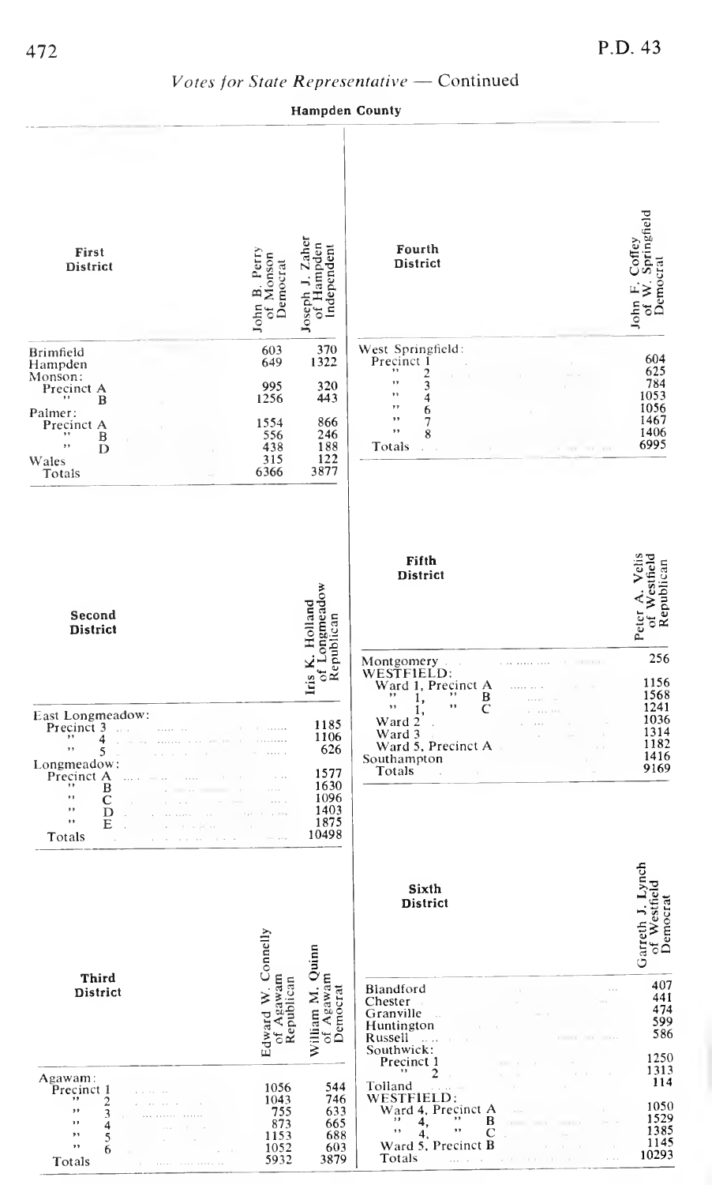## *Votes for State Representative* — Continued

### Hampden County

| First District | John B. Perry of Monson Democrat | Joseph J. Zaher of Hampden Independent |
|---|---|---|
| Brimfield | 603 | 370 |
| Hampden | 649 | 1322 |
| Monson: | | |
| Precinct A | 995 | 320 |
| " B | 1256 | 443 |
| Palmer: | | |
| Precinct A | 1554 | 866 |
| " B | 556 | 246 |
| " D | 438 | 188 |
| Wales | 315 | 122 |
| Totals | 6366 | 3877 |

| Second District | Iris K. Holland of Longmeadow Republican |
|---|---|
| East Longmeadow: | |
| Precinct 3 | 1185 |
| " 4 | 1106 |
| " 5 | 626 |
| Longmeadow: | |
| Precinct A | 1577 |
| " B | 1630 |
| " C | 1096 |
| " D | 1403 |
| " E | 1875 |
| Totals | 10498 |

| Third District | Edward W. Connelly of Agawam Republican | William M. Quinn of Agawam Democrat |
|---|---|---|
| Agawam: | | |
| Precinct 1 | 1056 | 544 |
| " 2 | 1043 | 746 |
| " 3 | 755 | 633 |
| " 4 | 873 | 665 |
| " 5 | 1153 | 688 |
| " 6 | 1052 | 603 |
| Totals | 5932 | 3879 |

| Fourth District | John F. Coffey of W. Springfield Democrat |
|---|---|
| West Springfield: | |
| Precinct 1 | 604 |
| " 2 | 625 |
| " 3 | 784 |
| " 4 | 1053 |
| " 6 | 1056 |
| " 7 | 1467 |
| " 8 | 1406 |
| Totals | 6995 |

| Fifth District | Peter A. Velis of Westfield Republican |
|---|---|
| Montgomery | 256 |
| WESTFIELD: | |
| Ward 1, Precinct A | 1156 |
| " 1, " B | 1568 |
| " 1, " C | 1241 |
| Ward 2 | 1036 |
| Ward 3 | 1314 |
| Ward 5, Precinct A | 1182 |
| Southampton | 1416 |
| Totals | 9169 |

| Sixth District | Garreth J. Lynch of Westfield Democrat |
|---|---|
| Blandford | 407 |
| Chester | 441 |
| Granville | 474 |
| Huntington | 599 |
| Russell | 586 |
| Southwick: | |
| Precinct 1 | 1250 |
| " 2 | 1313 |
| Tolland | 114 |
| WESTFIELD: | |
| Ward 4, Precinct A | 1050 |
| " 4, " B | 1529 |
| " 4, " C | 1385 |
| Ward 5, Precinct B | 1145 |
| Totals | 10293 |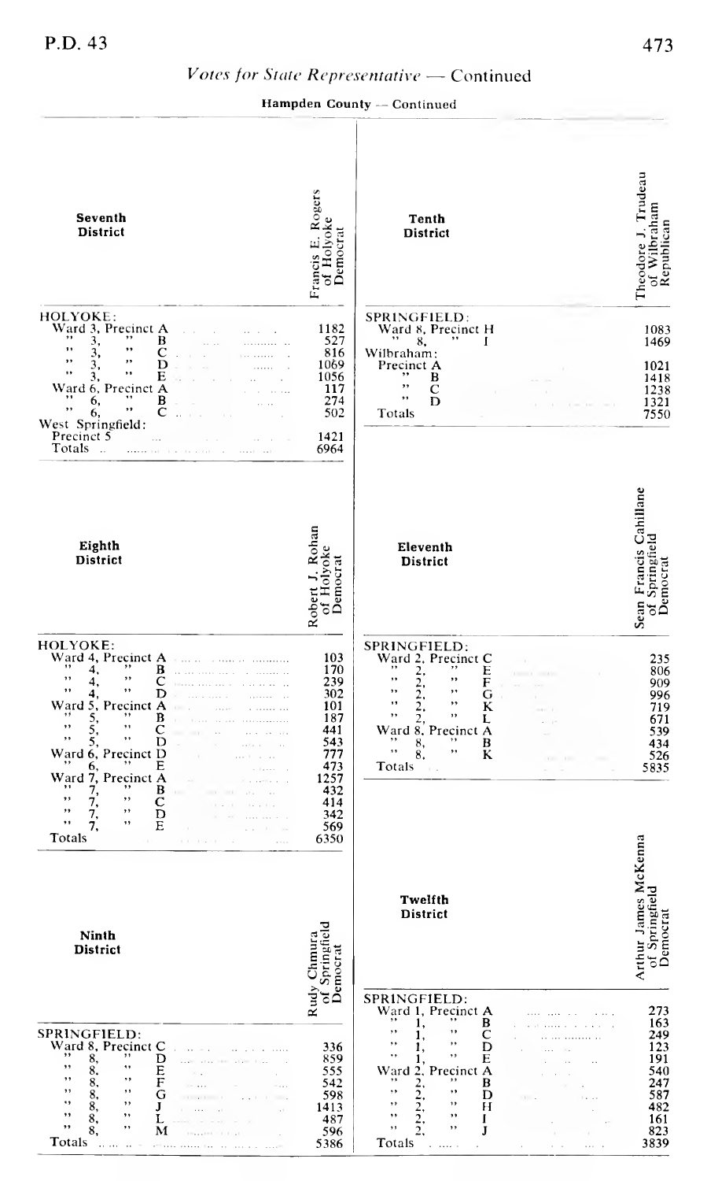## Votes for State Representative — Continued

**Hampden County — Continued**

| Seventh District | Francis E. Rogers of Holyoke Democrat |
|---|---|
| HOLYOKE: | |
| Ward 3, Precinct A | 1182 |
| " 3, " B | 527 |
| " 3, " C | 816 |
| " 3, " D | 1069 |
| " 3, " E | 1056 |
| Ward 6, Precinct A | 117 |
| " 6, " B | 274 |
| " 6, " C | 502 |
| West Springfield: | |
| Precinct 5 | 1421 |
| Totals | 6964 |

| Eighth District | Robert J. Rohan of Holyoke Democrat |
|---|---|
| HOLYOKE: | |
| Ward 4, Precinct A | 103 |
| " 4, " B | 170 |
| " 4, " C | 239 |
| " 4, " D | 302 |
| Ward 5, Precinct A | 101 |
| " 5, " B | 187 |
| " 5, " C | 441 |
| " 5, " D | 543 |
| Ward 6, Precinct D | 777 |
| " 6, " E | 473 |
| Ward 7, Precinct A | 1257 |
| " 7, " B | 432 |
| " 7, " C | 414 |
| " 7, " D | 342 |
| " 7, " E | 569 |
| Totals | 6350 |

| Ninth District | Rudy Chmura of Springfield Democrat |
|---|---|
| SPRINGFIELD: | |
| Ward 8, Precinct C | 336 |
| " 8, " D | 859 |
| " 8, " E | 555 |
| " 8, " F | 542 |
| " 8, " G | 598 |
| " 8, " J | 1413 |
| " 8, " L | 487 |
| " 8, " M | 596 |
| Totals | 5386 |

| Tenth District | Theodore J. Trudeau of Wilbraham Republican |
|---|---|
| SPRINGFIELD: | |
| Ward 8, Precinct H | 1083 |
| " 8, " I | 1469 |
| Wilbraham: | |
| Precinct A | 1021 |
| " B | 1418 |
| " C | 1238 |
| " D | 1321 |
| Totals | 7550 |

| Eleventh District | Sean Francis Cahillane of Springfield Democrat |
|---|---|
| SPRINGFIELD: | |
| Ward 2, Precinct C | 235 |
| " 2, " E | 806 |
| " 2, " F | 909 |
| " 2, " G | 996 |
| " 2, " K | 719 |
| " 2, " L | 671 |
| Ward 8, Precinct A | 539 |
| " 8, " B | 434 |
| " 8, " K | 526 |
| Totals | 5835 |

| Twelfth District | Arthur James McKenna of Springfield Democrat |
|---|---|
| SPRINGFIELD: | |
| Ward 1, Precinct A | 273 |
| " 1, " B | 163 |
| " 1, " C | 249 |
| " 1, " D | 123 |
| " 1, " E | 191 |
| Ward 2, Precinct A | 540 |
| " 2, " B | 247 |
| " 2, " D | 587 |
| " 2, " H | 482 |
| " 2, " I | 161 |
| " 2, " J | 823 |
| Totals | 3839 |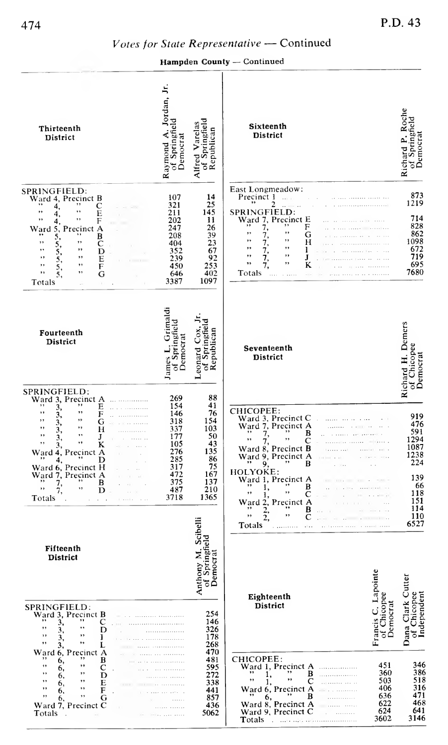## Votes for State Representative — Continued

### Hampden County — Continued

| Thirteenth District | Raymond A. Jordan, Jr. of Springfield Democrat | Alfred Varelas of Springfield Republican |
|---|---|---|
| SPRINGFIELD: | | |
| Ward 4, Precinct B | 107 | 14 |
| " 4, " C | 321 | 25 |
| " 4, " E | 211 | 145 |
| " 4, " F | 202 | 11 |
| Ward 5, Precinct A | 247 | 26 |
| " 5, " B | 208 | 39 |
| " 5, " C | 404 | 23 |
| " 5, " D | 352 | 67 |
| " 5, " E | 239 | 92 |
| " 5, " F | 450 | 253 |
| " 5, " G | 646 | 402 |
| Totals | 3387 | 1097 |

| Fourteenth District | James L. Grimaldi of Springfield Democrat | Leonard Cox, Jr. of Springfield Republican |
|---|---|---|
| SPRINGFIELD: | | |
| Ward 3, Precinct A | 269 | 88 |
| " 3, " E | 154 | 41 |
| " 3, " F | 146 | 76 |
| " 3, " G | 318 | 154 |
| " 3, " H | 337 | 103 |
| " 3, " J | 177 | 50 |
| " 3, " K | 105 | 43 |
| Ward 4, Precinct A | 276 | 135 |
| " 4, " D | 285 | 86 |
| Ward 6, Precinct H | 317 | 75 |
| Ward 7, Precinct A | 472 | 167 |
| " 7, " B | 375 | 137 |
| " 7, " D | 487 | 210 |
| Totals | 3718 | 1365 |

| Fifteenth District | Anthony M. Scibelli of Springfield Democrat |
|---|---|
| SPRINGFIELD: | |
| Ward 3, Precinct B | 254 |
| " 3, " C | 146 |
| " 3, " D | 326 |
| " 3, " I | 178 |
| " 3, " L | 268 |
| Ward 6, Precinct A | 470 |
| " 6, " B | 481 |
| " 6, " C | 595 |
| " 6, " D | 272 |
| " 6, " E | 338 |
| " 6, " F | 441 |
| " 6, " G | 857 |
| Ward 7, Precinct C | 436 |
| Totals | 5062 |

| Sixteenth District | Richard P. Roche of Springfield Democrat |
|---|---|
| East Longmeadow: | |
| Precinct 1 | 873 |
| " 2 | 1219 |
| SPRINGFIELD: | |
| Ward 7, Precinct E | 714 |
| " 7, " F | 828 |
| " 7, " G | 862 |
| " 7, " H | 1098 |
| " 7, " I | 672 |
| " 7, " J | 719 |
| " 7, " K | 695 |
| Totals | 7680 |

| Seventeenth District | Richard H. Demers of Chicopee Democrat |
|---|---|
| CHICOPEE: | |
| Ward 3, Precinct C | 919 |
| Ward 7, Precinct A | 476 |
| " 7, " B | 591 |
| " 7, " C | 1294 |
| Ward 8, Precinct B | 1087 |
| Ward 9, Precinct A | 1238 |
| " 9, " B | 224 |
| HOLYOKE: | |
| Ward 1, Precinct A | 139 |
| " 1, " B | 66 |
| " 1, " C | 118 |
| Ward 2, Precinct A | 151 |
| " 2, " B | 114 |
| " 2, " C | 110 |
| Totals | 6527 |

| Eighteenth District | Francis C. Lapointe of Chicopee Democrat | Dana Clark Cutter of Chicopee Independent |
|---|---|---|
| CHICOPEE: | | |
| Ward 1, Precinct A | 451 | 346 |
| " 1, " B | 360 | 386 |
| " 1, " C | 503 | 518 |
| Ward 6, Precinct A | 406 | 316 |
| " 6, " B | 636 | 471 |
| Ward 8, Precinct A | 622 | 468 |
| Ward 9, Precinct C | 624 | 641 |
| Totals | 3602 | 3146 |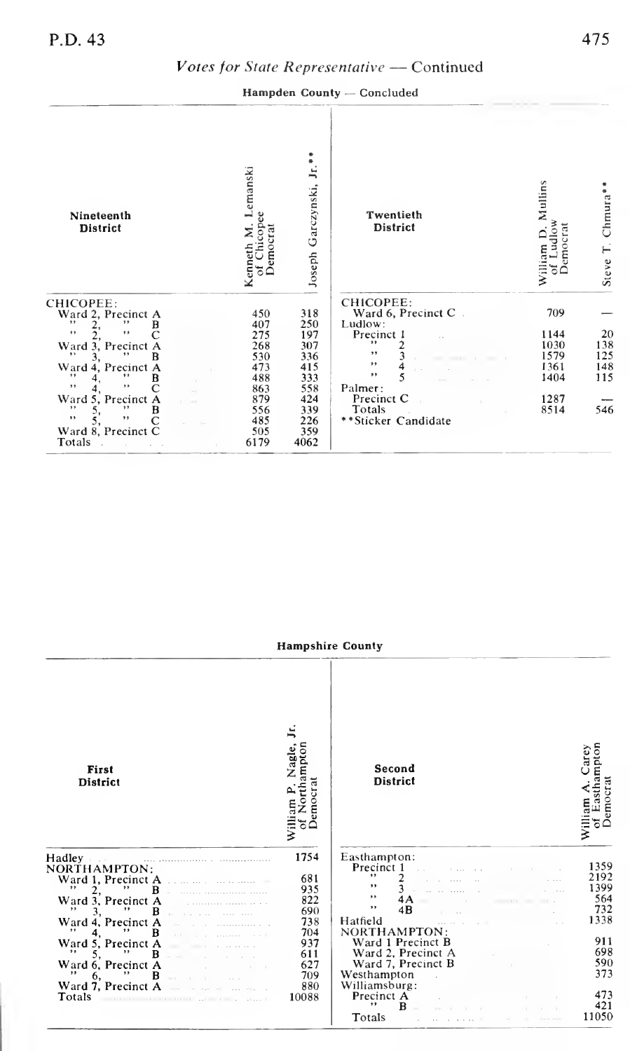## *Votes for State Representative* — Continued

**Hampden County** — Concluded

| Nineteenth District | Kenneth M. Lemanski of Chicopee Democrat | Joseph Garczynski, Jr.** |
|---|---|---|
| CHICOPEE: | | |
| Ward 2, Precinct A | 450 | 318 |
| " 2, " B | 407 | 250 |
| " 2, " C | 275 | 197 |
| Ward 3, Precinct A | 268 | 307 |
| " 3, " B | 530 | 336 |
| Ward 4, Precinct A | 473 | 415 |
| " 4, " B | 488 | 333 |
| " 4, " C | 863 | 558 |
| Ward 5, Precinct A | 879 | 424 |
| " 5, " B | 556 | 339 |
| " 5, " C | 485 | 226 |
| Ward 8, Precinct C | 505 | 359 |
| Totals | 6179 | 4062 |

| Twentieth District | William D. Mullins of Ludlow Democrat | Steve T. Chmura** |
|---|---|---|
| CHICOPEE: | | |
| Ward 6, Precinct C | 709 | — |
| Ludlow: | | |
| Precinct 1 | 1144 | 20 |
| " 2 | 1030 | 138 |
| " 3 | 1579 | 125 |
| " 4 | 1361 | 148 |
| " 5 | 1404 | 115 |
| Palmer: | | |
| Precinct C | 1287 | — |
| Totals | 8514 | 546 |

**Sticker Candidate

**Hampshire County**

| First District | William P. Nagle, Jr. of Northampton Democrat |
|---|---|
| Hadley | 1754 |
| NORTHAMPTON: | |
| Ward 1, Precinct A | 681 |
| " 2, " B | 935 |
| Ward 3, Precinct A | 822 |
| " 3, " B | 690 |
| Ward 4, Precinct A | 738 |
| " 4, " B | 704 |
| Ward 5, Precinct A | 937 |
| " 5, " B | 611 |
| Ward 6, Precinct A | 627 |
| " 6, " B | 709 |
| Ward 7, Precinct A | 880 |
| Totals | 10088 |

| Second District | William A. Carey of Easthampton Democrat |
|---|---|
| Easthampton: | |
| Precinct 1 | 1359 |
| " 2 | 2192 |
| " 3 | 1399 |
| " 4A | 564 |
| " 4B | 732 |
| Hatfield | 1338 |
| NORTHAMPTON: | |
| Ward 1 Precinct B | 911 |
| Ward 2, Precinct A | 698 |
| Ward 7, Precinct B | 590 |
| Westhampton | 373 |
| Williamsburg: | |
| Precinct A | 473 |
| " B | 421 |
| Totals | 11050 |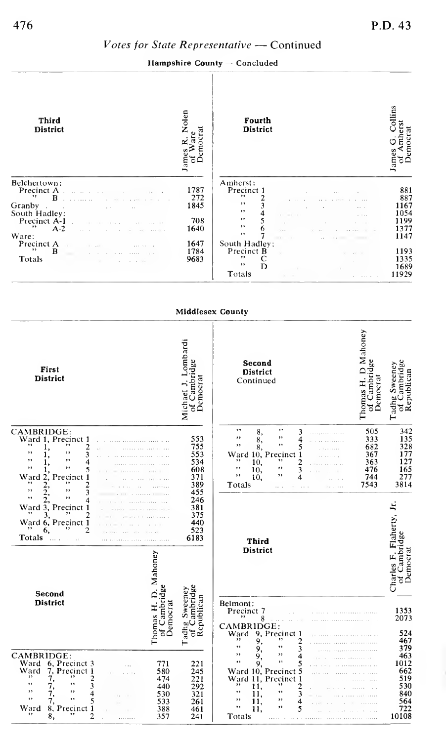## *Votes for State Representative* — Continued

### Hampshire County — Concluded

| Third District | James R. Nolen of Ware Democrat |
|---|---|
| Belchertown: | |
| Precinct A | 1787 |
| " B | 272 |
| Granby | 1845 |
| South Hadley: | |
| Precinct A-1 | 708 |
| " A-2 | 1640 |
| Ware: | |
| Precinct A | 1647 |
| " B | 1784 |
| Totals | 9683 |

| Fourth District | James G. Collins of Amherst Democrat |
|---|---|
| Amherst: | |
| Precinct 1 | 881 |
| " 2 | 887 |
| " 3 | 1167 |
| " 4 | 1054 |
| " 5 | 1199 |
| " 6 | 1377 |
| " 7 | 1147 |
| South Hadley: | |
| Precinct B | 1193 |
| " C | 1335 |
| " D | 1689 |
| Totals | 11929 |

### Middlesex County

| First District | Michael J. Lombardi of Cambridge Democrat |
|---|---|
| CAMBRIDGE: | |
| Ward 1, Precinct 1 | 553 |
| " 1, " 2 | 755 |
| " 1, " 3 | 553 |
| " 1, " 4 | 534 |
| " 1, " 5 | 608 |
| Ward 2, Precinct 1 | 371 |
| " 2, " 2 | 389 |
| " 2, " 3 | 455 |
| " 2, " 4 | 246 |
| Ward 3, Precinct 1 | 381 |
| " 3, " 2 | 375 |
| Ward 6, Precinct 1 | 440 |
| " 6, " 2 | 523 |
| Totals | 6183 |

| Second District | Thomas H. D. Mahoney of Cambridge Democrat | Tadhg Sweeney of Cambridge Republican |
|---|---|---|
| CAMBRIDGE: | | |
| Ward 6, Precinct 3 | 771 | 221 |
| Ward 7, Precinct 1 | 580 | 245 |
| " 7, " 2 | 474 | 221 |
| " 7, " 3 | 440 | 292 |
| " 7, " 4 | 530 | 321 |
| " 7, " 5 | 533 | 261 |
| Ward 8, Precinct 1 | 388 | 461 |
| " 8, " 2 | 357 | 241 |
| " 8, " 3 | 505 | 342 |
| " 8, " 4 | 333 | 135 |
| " 8, " 5 | 682 | 328 |
| Ward 10, Precinct 1 | 367 | 177 |
| " 10, " 2 | 363 | 127 |
| " 10, " 3 | 476 | 165 |
| " 10, " 4 | 744 | 277 |
| Totals | 7543 | 3814 |

| Third District | Charles F. Flaherty, Jr. of Cambridge Democrat |
|---|---|
| Belmont: | |
| Precinct 7 | 1353 |
| " 8 | 2073 |
| CAMBRIDGE: | |
| Ward 9, Precinct 1 | 524 |
| " 9, " 2 | 467 |
| " 9, " 3 | 379 |
| " 9, " 4 | 463 |
| " 9, " 5 | 1012 |
| Ward 10, Precinct 5 | 662 |
| Ward 11, Precinct 1 | 519 |
| " 11, " 2 | 530 |
| " 11, " 3 | 840 |
| " 11, " 4 | 564 |
| " 11, " 5 | 722 |
| Totals | 10108 |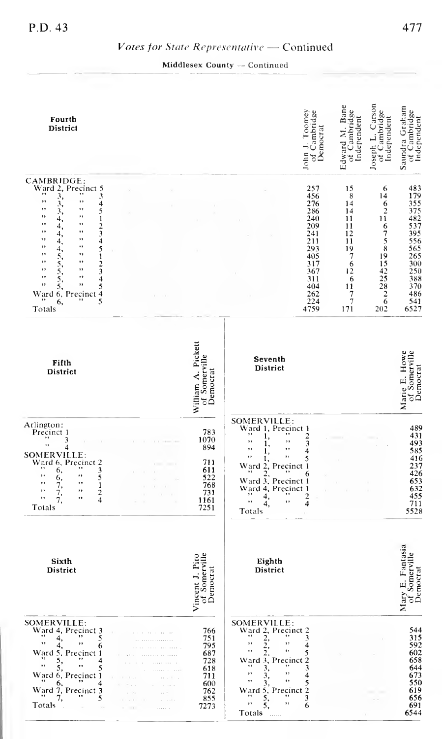## Votes for State Representative — Continued

### Middlesex County — Continued

| Fourth District | John J. Toomey of Cambridge Democrat | Edward M. Bane of Cambridge Independent | Joseph L. Carson of Cambridge Independent | Saundra Graham of Cambridge Independent |
|---|---|---|---|---|
| CAMBRIDGE: | | | | |
| Ward 2, Precinct 5 | 257 | 15 | 6 | 483 |
| " 3, " 3 | 456 | 8 | 14 | 179 |
| " 3, " 4 | 276 | 14 | 6 | 355 |
| " 3, " 5 | 286 | 14 | 2 | 375 |
| " 4, " 1 | 240 | 11 | 11 | 482 |
| " 4, " 2 | 209 | 11 | 6 | 537 |
| " 4, " 3 | 241 | 12 | 7 | 395 |
| " 4, " 4 | 211 | 11 | 5 | 556 |
| " 4, " 5 | 293 | 19 | 8 | 565 |
| " 5, " 1 | 405 | 7 | 19 | 265 |
| " 5, " 2 | 317 | 6 | 15 | 300 |
| " 5, " 3 | 367 | 12 | 42 | 250 |
| " 5, " 4 | 311 | 6 | 25 | 388 |
| " 5, " 5 | 404 | 11 | 28 | 370 |
| Ward 6, Precinct 4 | 262 | 7 | 2 | 486 |
| " 6, " 5 | 224 | 7 | 6 | 541 |
| Totals | 4759 | 171 | 202 | 6527 |

| Fifth District | William A. Pickett of Somerville Democrat |
|---|---|
| Arlington: | |
| Precinct 1 | 783 |
| " 3 | 1070 |
| " 4 | 894 |
| SOMERVILLE: | |
| Ward 6, Precinct 2 | 711 |
| " 6, " 3 | 611 |
| " 6, " 5 | 522 |
| " 7, " 1 | 768 |
| " 7, " 2 | 731 |
| " 7, " 4 | 1161 |
| Totals | 7251 |

| Sixth District | Vincent J. Piro of Somerville Democrat |
|---|---|
| SOMERVILLE: | |
| Ward 4, Precinct 3 | 766 |
| " 4, " 5 | 751 |
| " 4, " 6 | 795 |
| Ward 5, Precinct 1 | 687 |
| " 5, " 4 | 728 |
| " 5, " 5 | 618 |
| Ward 6, Precinct 1 | 711 |
| " 6, " 4 | 600 |
| Ward 7, Precinct 3 | 762 |
| " 7, " 5 | 855 |
| Totals | 7273 |

| Seventh District | Marie E. Howe of Somerville Democrat |
|---|---|
| SOMERVILLE: | |
| Ward 1, Precinct 1 | 489 |
| " 1, " 2 | 431 |
| " 1, " 3 | 493 |
| " 1, " 4 | 585 |
| " 1, " 5 | 416 |
| Ward 2, Precinct 1 | 237 |
| " 2, " 6 | 426 |
| Ward 3, Precinct 1 | 653 |
| Ward 4, Precinct 1 | 632 |
| " 4, " 2 | 455 |
| " 4, " 4 | 711 |
| Totals | 5528 |

| Eighth District | Mary E. Fantasia of Somerville Democrat |
|---|---|
| SOMERVILLE: | |
| Ward 2, Precinct 2 | 544 |
| " 2, " 3 | 315 |
| " 2, " 4 | 592 |
| " 2, " 5 | 602 |
| Ward 3, Precinct 2 | 658 |
| " 3, " 3 | 644 |
| " 3, " 4 | 673 |
| " 3, " 5 | 550 |
| Ward 5, Precinct 2 | 619 |
| " 5, " 3 | 656 |
| " 5, " 6 | 691 |
| Totals | 6544 |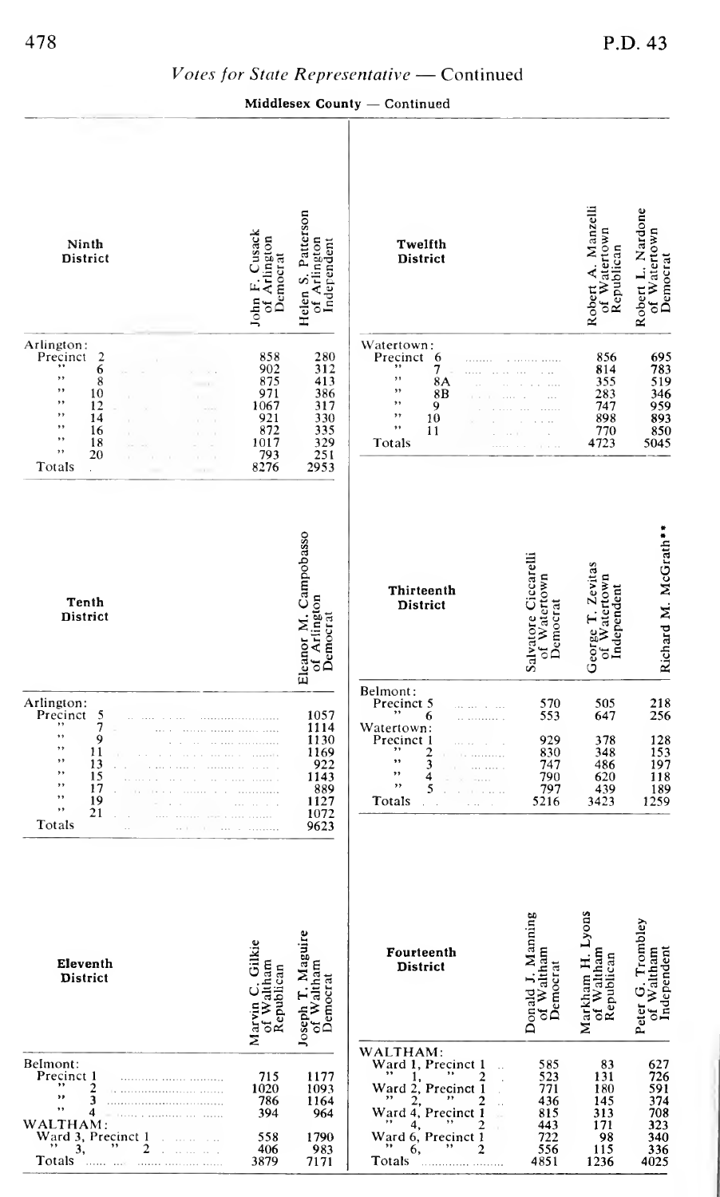## *Votes for State Representative* — Continued

**Middlesex County** — Continued

| Ninth District | John F. Cusack of Arlington Democrat | Helen S. Patterson of Arlington Independent |
|---|---|---|
| Arlington: | | |
| Precinct 2 | 858 | 280 |
| " 6 | 902 | 312 |
| " 8 | 875 | 413 |
| " 10 | 971 | 386 |
| " 12 | 1067 | 317 |
| " 14 | 921 | 330 |
| " 16 | 872 | 335 |
| " 18 | 1017 | 329 |
| " 20 | 793 | 251 |
| Totals | 8276 | 2953 |

| Tenth District | Eleanor M. Campobasso of Arlington Democrat |
|---|---|
| Arlington: | |
| Precinct 5 | 1057 |
| " 7 | 1114 |
| " 9 | 1130 |
| " 11 | 1169 |
| " 13 | 922 |
| " 15 | 1143 |
| " 17 | 889 |
| " 19 | 1127 |
| " 21 | 1072 |
| Totals | 9623 |

| Eleventh District | Marvin C. Gilkie of Waltham Republican | Joseph T. Maguire of Waltham Democrat |
|---|---|---|
| Belmont: | | |
| Precinct 1 | 715 | 1177 |
| " 2 | 1020 | 1093 |
| " 3 | 786 | 1164 |
| " 4 | 394 | 964 |
| WALTHAM: | | |
| Ward 3, Precinct 1 | 558 | 1790 |
| " 3, " 2 | 406 | 983 |
| Totals | 3879 | 7171 |

| Twelfth District | Robert A. Manzelli of Watertown Republican | Robert L. Nardone of Watertown Democrat |
|---|---|---|
| Watertown: | | |
| Precinct 6 | 856 | 695 |
| " 7 | 814 | 783 |
| " 8A | 355 | 519 |
| " 8B | 283 | 346 |
| " 9 | 747 | 959 |
| " 10 | 898 | 893 |
| " 11 | 770 | 850 |
| Totals | 4723 | 5045 |

| Thirteenth District | Salvatore Ciccarelli of Watertown Democrat | George T. Zevitas of Watertown Independent | Richard M. McGrath** |
|---|---|---|---|
| Belmont: | | | |
| Precinct 5 | 570 | 505 | 218 |
| " 6 | 553 | 647 | 256 |
| Watertown: | | | |
| Precinct 1 | 929 | 378 | 128 |
| " 2 | 830 | 348 | 153 |
| " 3 | 747 | 486 | 197 |
| " 4 | 790 | 620 | 118 |
| " 5 | 797 | 439 | 189 |
| Totals | 5216 | 3423 | 1259 |

| Fourteenth District | Donald J. Manning of Waltham Democrat | Markham H. Lyons of Waltham Republican | Peter G. Trombley of Waltham Independent |
|---|---|---|---|
| WALTHAM: | | | |
| Ward 1, Precinct 1 | 585 | 83 | 627 |
| " 1, " 2 | 523 | 131 | 726 |
| Ward 2, Precinct 1 | 771 | 180 | 591 |
| " 2, " 2 | 436 | 145 | 374 |
| Ward 4, Precinct 1 | 815 | 313 | 708 |
| " 4, " 2 | 443 | 171 | 323 |
| Ward 6, Precinct 1 | 722 | 98 | 340 |
| " 6, " 2 | 556 | 115 | 336 |
| Totals | 4851 | 1236 | 4025 |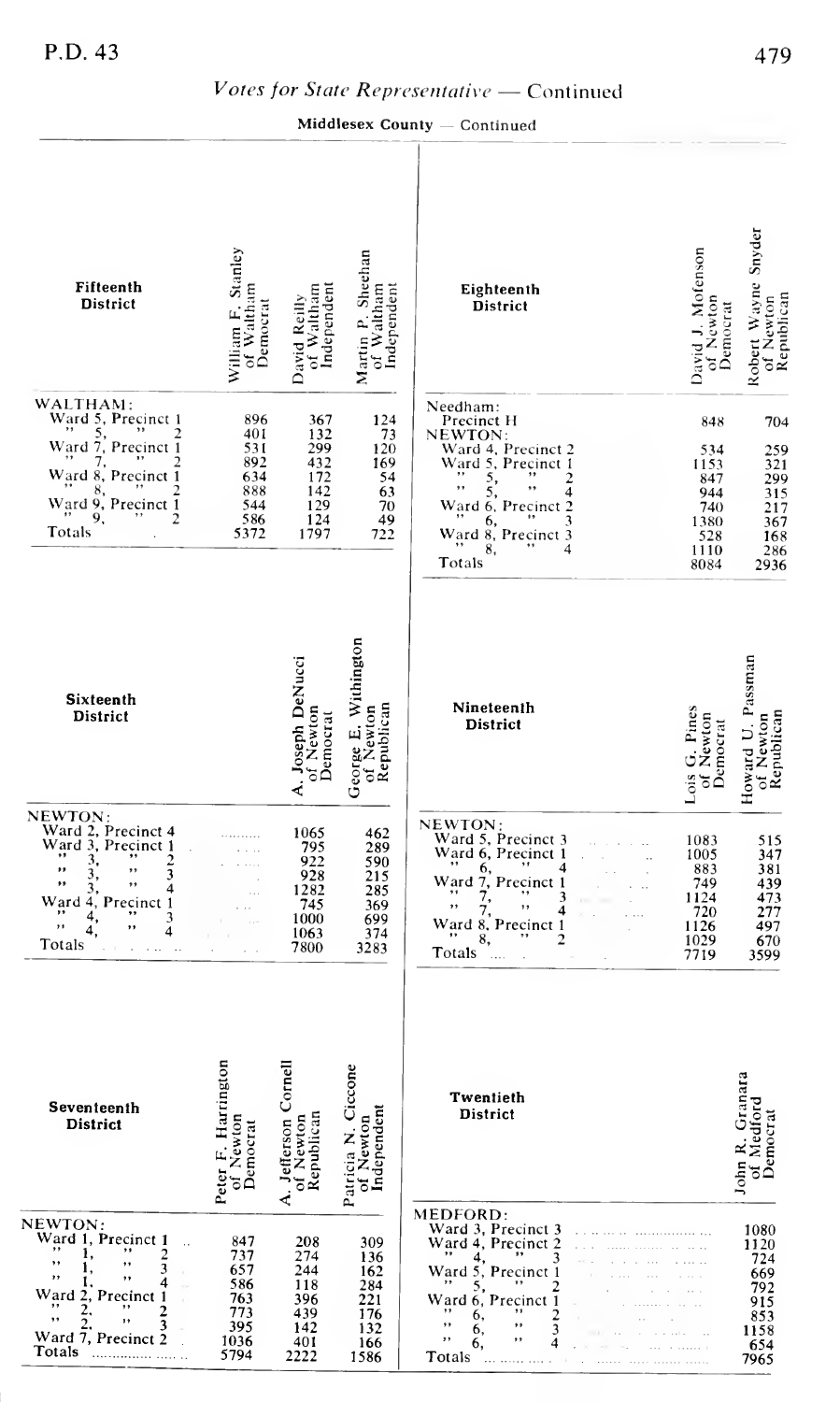## Votes for State Representative — Continued

**Middlesex County — Continued**

| Fifteenth District | William F. Stanley of Waltham Democrat | David Reilly of Waltham Independent | Martin P. Sheehan of Waltham Independent |
|---|---|---|---|
| WALTHAM: | | | |
| Ward 5, Precinct 1 | 896 | 367 | 124 |
| " 5, " 2 | 401 | 132 | 73 |
| Ward 7, Precinct 1 | 531 | 299 | 120 |
| " 7, " 2 | 892 | 432 | 169 |
| Ward 8, Precinct 1 | 634 | 172 | 54 |
| " 8, " 2 | 888 | 142 | 63 |
| Ward 9, Precinct 1 | 544 | 129 | 70 |
| " 9, " 2 | 586 | 124 | 49 |
| Totals | 5372 | 1797 | 722 |

| Sixteenth District | A. Joseph DeNucci of Newton Democrat | George E. Withington of Newton Republican |
|---|---|---|
| NEWTON: | | |
| Ward 2, Precinct 4 | 1065 | 462 |
| Ward 3, Precinct 1 | 795 | 289 |
| " 3, " 2 | 922 | 590 |
| " 3, " 3 | 928 | 215 |
| " 3, " 4 | 1282 | 285 |
| Ward 4, Precinct 1 | 745 | 369 |
| " 4, " 3 | 1000 | 699 |
| " 4, " 4 | 1063 | 374 |
| Totals | 7800 | 3283 |

| Seventeenth District | Peter F. Harrington of Newton Democrat | A. Jefferson Cornell of Newton Republican | Patricia N. Ciccone of Newton Independent |
|---|---|---|---|
| NEWTON: | | | |
| Ward 1, Precinct 1 | 847 | 208 | 309 |
| " 1, " 2 | 737 | 274 | 136 |
| " 1, " 3 | 657 | 244 | 162 |
| " 1, " 4 | 586 | 118 | 284 |
| Ward 2, Precinct 1 | 763 | 396 | 221 |
| " 2, " 2 | 773 | 439 | 176 |
| " 2, " 3 | 395 | 142 | 132 |
| Ward 7, Precinct 2 | 1036 | 401 | 166 |
| Totals | 5794 | 2222 | 1586 |

| Eighteenth District | David J. Mofenson of Newton Democrat | Robert Wayne Snyder of Newton Republican |
|---|---|---|
| Needham: | | |
| Precinct H | 848 | 704 |
| NEWTON: | | |
| Ward 4, Precinct 2 | 534 | 259 |
| Ward 5, Precinct 1 | 1153 | 321 |
| " 5, " 2 | 847 | 299 |
| " 5, " 4 | 944 | 315 |
| Ward 6, Precinct 2 | 740 | 217 |
| " 6, " 3 | 1380 | 367 |
| Ward 8, Precinct 3 | 528 | 168 |
| " 8, " 4 | 1110 | 286 |
| Totals | 8084 | 2936 |

| Nineteenth District | Lois G. Pines of Newton Democrat | Howard U. Passman of Newton Republican |
|---|---|---|
| NEWTON: | | |
| Ward 5, Precinct 3 | 1083 | 515 |
| Ward 6, Precinct 1 | 1005 | 347 |
| " 6, " 4 | 883 | 381 |
| Ward 7, Precinct 1 | 749 | 439 |
| " 7, " 3 | 1124 | 473 |
| " 7, " 4 | 720 | 277 |
| Ward 8, Precinct 1 | 1126 | 497 |
| " 8, " 2 | 1029 | 670 |
| Totals | 7719 | 3599 |

| Twentieth District | John R. Granara of Medford Democrat |
|---|---|
| MEDFORD: | |
| Ward 3, Precinct 3 | 1080 |
| Ward 4, Precinct 2 | 1120 |
| " 4, " 3 | 724 |
| Ward 5, Precinct 1 | 669 |
| " 5, " 2 | 792 |
| Ward 6, Precinct 1 | 915 |
| " 6, " 2 | 853 |
| " 6, " 3 | 1158 |
| " 6, " 4 | 654 |
| Totals | 7965 |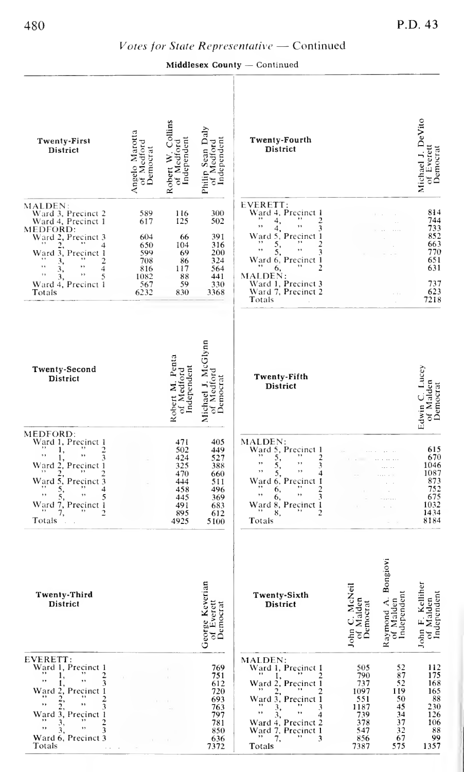## Votes for State Representative — Continued

**Middlesex County — Continued**

| Twenty-First District | Angelo Marotta of Medford Democrat | Robert W. Collins of Medford Independent | Philip Sean Daly of Medford Independent |
|---|---|---|---|
| MALDEN: | | | |
| Ward 3, Precinct 2 | 589 | 116 | 300 |
| Ward 4, Precinct 1 | 617 | 125 | 502 |
| MEDFORD: | | | |
| Ward 2, Precinct 3 | 604 | 66 | 391 |
| " 2, " 4 | 650 | 104 | 316 |
| Ward 3, Precinct 1 | 599 | 69 | 200 |
| " 3, " 2 | 708 | 86 | 324 |
| " 3, " 4 | 816 | 117 | 564 |
| " 3, " 5 | 1082 | 88 | 441 |
| Ward 4, Precinct 1 | 567 | 59 | 330 |
| Totals | 6232 | 830 | 3368 |

| Twenty-Second District | Robert M. Penta of Medford Independent | Michael J. McGlynn of Medford Democrat |
|---|---|---|
| MEDFORD: | | |
| Ward 1, Precinct 1 | 471 | 405 |
| " 1, " 2 | 502 | 449 |
| " 1, " 3 | 424 | 527 |
| Ward 2, Precinct 1 | 325 | 388 |
| " 2, " 2 | 470 | 660 |
| Ward 5, Precinct 3 | 444 | 511 |
| " 5, " 4 | 458 | 496 |
| " 5, " 5 | 445 | 369 |
| Ward 7, Precinct 1 | 491 | 683 |
| " 7, " 2 | 895 | 612 |
| Totals | 4925 | 5100 |

| Twenty-Third District | George Keverian of Everett Democrat |
|---|---|
| EVERETT: | |
| Ward 1, Precinct 1 | 769 |
| " 1, " 2 | 751 |
| " 1, " 3 | 612 |
| Ward 2, Precinct 1 | 720 |
| " 2, " 2 | 693 |
| " 2, " 3 | 763 |
| Ward 3, Precinct 1 | 797 |
| " 3, " 2 | 781 |
| " 3, " 3 | 850 |
| Ward 6, Precinct 3 | 636 |
| Totals | 7372 |

| Twenty-Fourth District | Michael J. DeVito of Everett Democrat |
|---|---|
| EVERETT: | |
| Ward 4, Precinct 1 | 814 |
| " 4, " 2 | 744 |
| " 4, " 3 | 733 |
| Ward 5, Precinct 1 | 852 |
| " 5, " 2 | 663 |
| " 5, " 3 | 770 |
| Ward 6, Precinct 1 | 651 |
| " 6, " 2 | 631 |
| MALDEN: | |
| Ward 1, Precinct 3 | 737 |
| Ward 7, Precinct 2 | 623 |
| Totals | 7218 |

| Twenty-Fifth District | Edwin C. Lucey of Malden Democrat |
|---|---|
| MALDEN: | |
| Ward 5, Precinct 1 | 615 |
| " 5, " 2 | 670 |
| " 5, " 3 | 1046 |
| " 5, " 4 | 1087 |
| Ward 6, Precinct 1 | 873 |
| " 6, " 2 | 752 |
| " 6, " 3 | 675 |
| Ward 8, Precinct 1 | 1032 |
| " 8, " 2 | 1434 |
| Totals | 8184 |

| Twenty-Sixth District | John C. McNeil of Malden Democrat | Raymond A. Bongiovi of Malden Independent | John F. Kelliher of Malden Independent |
|---|---|---|---|
| MALDEN: | | | |
| Ward 1, Precinct 1 | 505 | 52 | 112 |
| " 1, " 2 | 790 | 87 | 175 |
| Ward 2, Precinct 1 | 737 | 52 | 168 |
| " 2, " 2 | 1097 | 119 | 165 |
| Ward 3, Precinct 1 | 551 | 50 | 88 |
| " 3, " 3 | 1187 | 45 | 230 |
| " 3, " 4 | 739 | 34 | 126 |
| Ward 4, Precinct 2 | 378 | 37 | 106 |
| Ward 7, Precinct 1 | 547 | 32 | 88 |
| " 7, " 3 | 856 | 67 | 99 |
| Totals | 7387 | 575 | 1357 |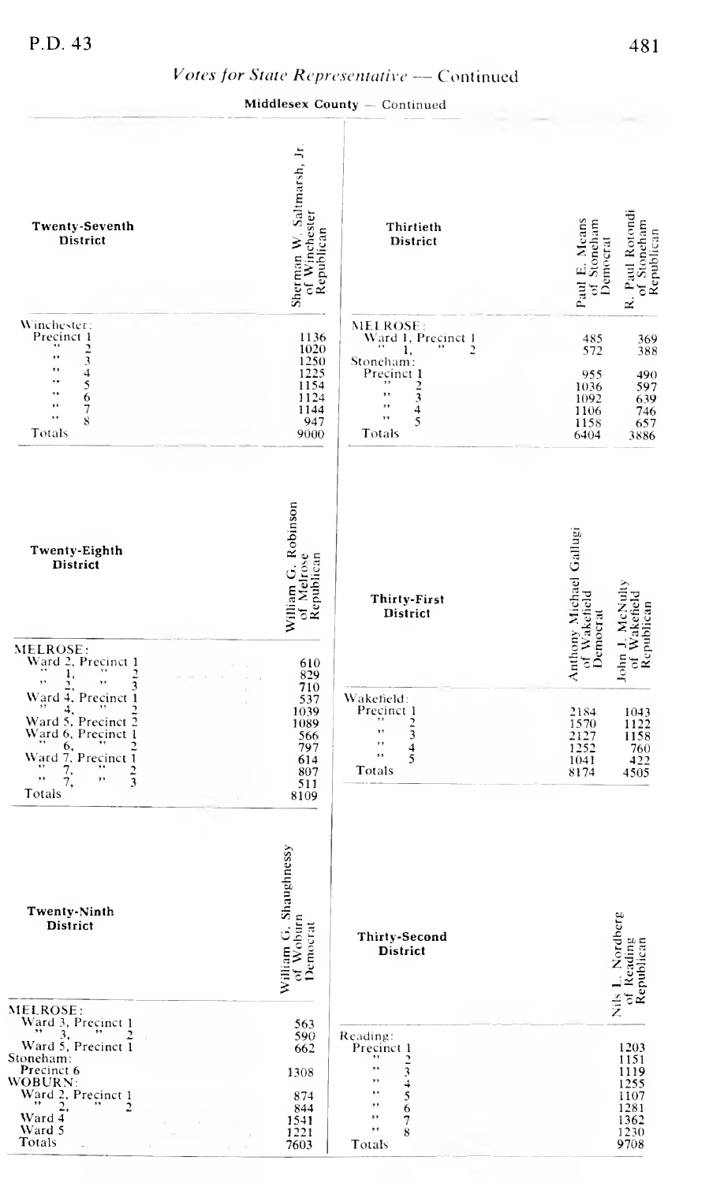## Votes for State Representative — Continued

**Middlesex County — Continued**

| Twenty-Seventh District | Sherman W. Saltmarsh, Jr. of Winchester Republican |
|---|---|
| Winchester: | |
| Precinct 1 | 1136 |
| " 2 | 1020 |
| " 3 | 1250 |
| " 4 | 1225 |
| " 5 | 1154 |
| " 6 | 1124 |
| " 7 | 1144 |
| " 8 | 947 |
| Totals | 9000 |

| Twenty-Eighth District | William G. Robinson of Melrose Republican |
|---|---|
| MELROSE: | |
| Ward 2, Precinct 1 | 610 |
| " 1, " 2 | 829 |
| " 2, " 3 | 710 |
| Ward 4, Precinct 1 | 537 |
| " 4, " 2 | 1039 |
| Ward 5, Precinct 2 | 1089 |
| Ward 6, Precinct 1 | 566 |
| " 6, " 2 | 797 |
| Ward 7, Precinct 1 | 614 |
| " 7, " 2 | 807 |
| " 7, " 3 | 511 |
| Totals | 8109 |

| Twenty-Ninth District | William G. Shaughnessy of Woburn Democrat |
|---|---|
| MELROSE: | |
| Ward 3, Precinct 1 | 563 |
| " 3, " 2 | 590 |
| Ward 5, Precinct 1 | 662 |
| Stoneham: | |
| Precinct 6 | 1308 |
| WOBURN: | |
| Ward 2, Precinct 1 | 874 |
| " 2, " 2 | 844 |
| Ward 4 | 1541 |
| Ward 5 | 1221 |
| Totals | 7603 |

| Thirtieth District | Paul E. Means of Stoneham Democrat | R. Paul Rotondi of Stoneham Republican |
|---|---|---|
| MELROSE: | | |
| Ward 1, Precinct 1 | 485 | 369 |
| " 1, " 2 | 572 | 388 |
| Stoneham: | | |
| Precinct 1 | 955 | 490 |
| " 2 | 1036 | 597 |
| " 3 | 1092 | 639 |
| " 4 | 1106 | 746 |
| " 5 | 1158 | 657 |
| Totals | 6404 | 3886 |

| Thirty-First District | Anthony Michael Gallugi of Wakefield Democrat | John J. McNulty of Wakefield Republican |
|---|---|---|
| Wakefield: | | |
| Precinct 1 | 2184 | 1043 |
| " 2 | 1570 | 1122 |
| " 3 | 2127 | 1158 |
| " 4 | 1252 | 760 |
| " 5 | 1041 | 422 |
| Totals | 8174 | 4505 |

| Thirty-Second District | Nils L. Nordberg of Reading Republican |
|---|---|
| Reading: | |
| Precinct 1 | 1203 |
| " 2 | 1151 |
| " 3 | 1119 |
| " 4 | 1255 |
| " 5 | 1107 |
| " 6 | 1281 |
| " 7 | 1362 |
| " 8 | 1230 |
| Totals | 9708 |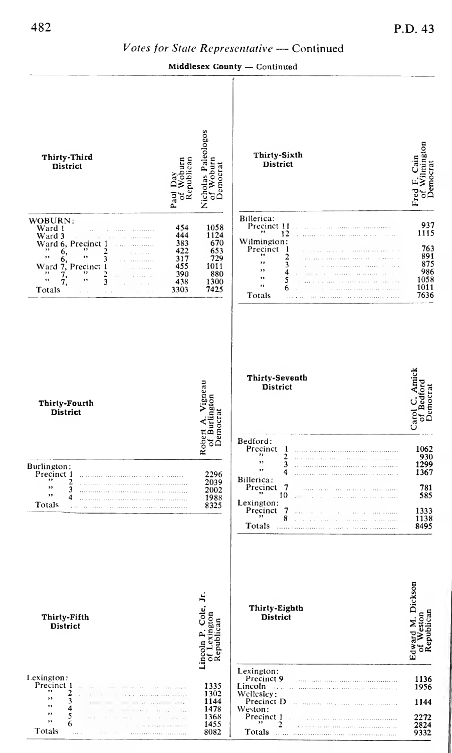## Votes for State Representative — Continued

**Middlesex County — Continued**

| Thirty-Third District | Paul Day of Woburn Republican | Nicholas Paleologos of Woburn Democrat |
|---|---|---|
| WOBURN: | | |
| Ward 1 | 454 | 1058 |
| Ward 3 | 444 | 1124 |
| Ward 6, Precinct 1 | 383 | 670 |
| " 6, " 2 | 422 | 653 |
| " 6, " 3 | 317 | 729 |
| Ward 7, Precinct 1 | 455 | 1011 |
| " 7, " 2 | 390 | 880 |
| " 7, " 3 | 438 | 1300 |
| Totals | 3303 | 7425 |

| Thirty-Fourth District | Robert A. Vigneau of Burlington Democrat |
|---|---|
| Burlington: | |
| Precinct 1 | 2296 |
| " 2 | 2039 |
| " 3 | 2002 |
| " 4 | 1988 |
| Totals | 8325 |

| Thirty-Fifth District | Lincoln P. Cole, Jr. of Lexington Republican |
|---|---|
| Lexington: | |
| Precinct 1 | 1335 |
| " 2 | 1302 |
| " 3 | 1144 |
| " 4 | 1478 |
| " 5 | 1368 |
| " 6 | 1455 |
| Totals | 8082 |

| Thirty-Sixth District | Fred F. Cain of Wilmington Democrat |
|---|---|
| Billerica: | |
| Precinct 11 | 937 |
| " 12 | 1115 |
| Wilmington: | |
| Precinct 1 | 763 |
| " 2 | 891 |
| " 3 | 875 |
| " 4 | 986 |
| " 5 | 1058 |
| " 6 | 1011 |
| Totals | 7636 |

| Thirty-Seventh District | Carol C. Amick of Bedford Democrat |
|---|---|
| Bedford: | |
| Precinct 1 | 1062 |
| " 2 | 930 |
| " 3 | 1299 |
| " 4 | 1367 |
| Billerica: | |
| Precinct 7 | 781 |
| " 10 | 585 |
| Lexington: | |
| Precinct 7 | 1333 |
| " 8 | 1138 |
| Totals | 8495 |

| Thirty-Eighth District | Edward M. Dickson of Weston Republican |
|---|---|
| Lexington: | |
| Precinct 9 | 1136 |
| Lincoln | 1956 |
| Wellesley: | |
| Precinct D | 1144 |
| Weston: | |
| Precinct 1 | 2272 |
| " 2 | 2824 |
| Totals | 9332 |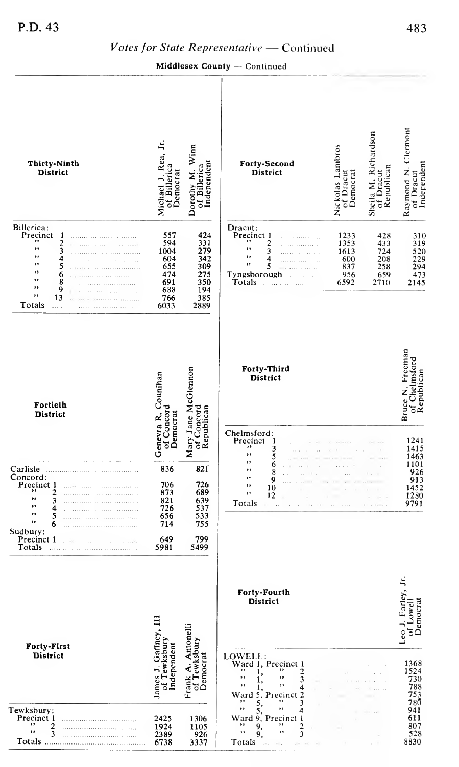## Votes for State Representative — Continued

**Middlesex County — Continued**

| Thirty-Ninth District | Michael J. Rea, Jr. of Billerica Democrat | Dorothy M. Winn of Billerica Independent |
|---|---|---|
| Billerica: | | |
| Precinct 1 | 557 | 424 |
| " 2 | 594 | 331 |
| " 3 | 1004 | 279 |
| " 4 | 604 | 342 |
| " 5 | 655 | 309 |
| " 6 | 474 | 275 |
| " 8 | 691 | 350 |
| " 9 | 688 | 194 |
| " 13 | 766 | 385 |
| Totals | 6033 | 2889 |

| Fortieth District | Genevra R. Counihan of Concord Democrat | Mary Jane McGlennon of Concord Republican |
|---|---|---|
| Carlisle | 836 | 821 |
| Concord: | | |
| Precinct 1 | 706 | 726 |
| " 2 | 873 | 689 |
| " 3 | 821 | 639 |
| " 4 | 726 | 537 |
| " 5 | 656 | 533 |
| " 6 | 714 | 755 |
| Sudbury: | | |
| Precinct 1 | 649 | 799 |
| Totals | 5981 | 5499 |

| Forty-First District | James J. Gaffney, III of Tewksbury Independent | Frank A. Antonelli of Tewksbury Democrat |
|---|---|---|
| Tewksbury: | | |
| Precinct 1 | 2425 | 1306 |
| " 2 | 1924 | 1105 |
| " 3 | 2389 | 926 |
| Totals | 6738 | 3337 |

| Forty-Second District | Nickolas Lambros of Dracut Democrat | Sheila M. Richardson of Dracut Republican | Raymond N. Clermont of Dracut Independent |
|---|---|---|---|
| Dracut: | | | |
| Precinct 1 | 1233 | 428 | 310 |
| " 2 | 1353 | 433 | 319 |
| " 3 | 1613 | 724 | 520 |
| " 4 | 600 | 208 | 229 |
| " 5 | 837 | 258 | 294 |
| Tyngsborough | 956 | 659 | 473 |
| Totals | 6592 | 2710 | 2145 |

| Forty-Third District | Bruce N. Freeman of Chelmsford Republican |
|---|---|
| Chelmsford: | |
| Precinct 1 | 1241 |
| " 3 | 1415 |
| " 5 | 1463 |
| " 6 | 1101 |
| " 8 | 926 |
| " 9 | 913 |
| " 10 | 1452 |
| " 12 | 1280 |
| Totals | 9791 |

| Forty-Fourth District | Leo J. Farley, Jr. of Lowell Democrat |
|---|---|
| LOWELL: | |
| Ward 1, Precinct 1 | 1368 |
| " 1, " 2 | 1524 |
| " 1, " 3 | 730 |
| " 1, " 4 | 788 |
| Ward 5, Precinct 2 | 753 |
| " 5, " 3 | 780 |
| " 5, " 4 | 941 |
| Ward 9, Precinct 1 | 611 |
| " 9, " 2 | 807 |
| " 9, " 3 | 528 |
| Totals | 8830 |